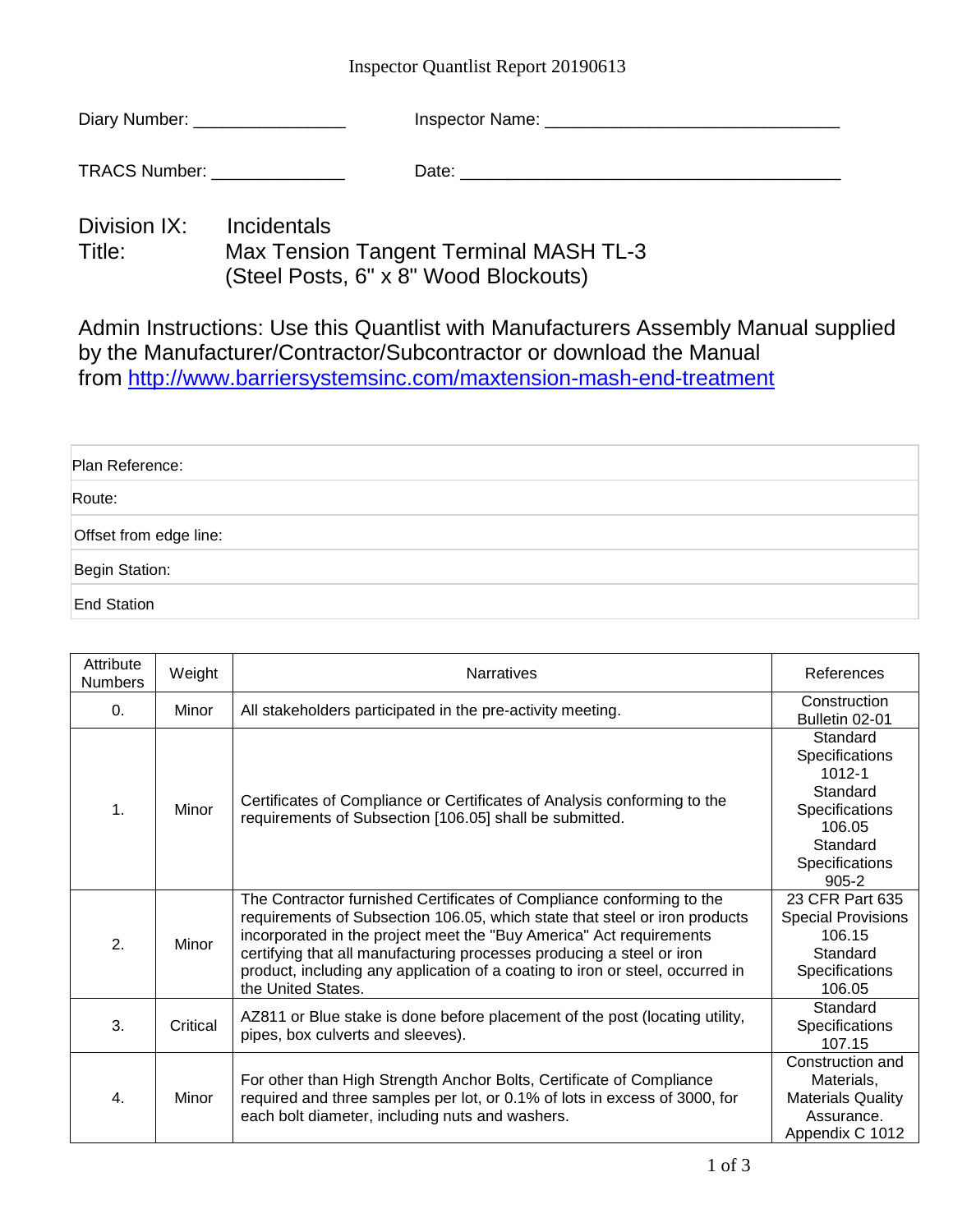Inspector Quantlist Report 20190613

Diary Number: ________________ Inspector Name: ________________________________

TRACS Number: ______________ Date: ________________________________________

Division IX: Incidentals

Title: Max Tension Tangent Terminal MASH TL-3 (Steel Posts, 6" x 8" Wood Blockouts)

Admin Instructions: Use this Quantlist with Manufacturers Assembly Manual supplied by the Manufacturer/Contractor/Subcontractor or download the Manual from http://www.barriersystemsinc.com/maxtension-mash-end-treatment

| Plan Reference: |
|---|
| Route: |
| Offset from edge line: |
| Begin Station: |
| End Station |

| Attribute Numbers | Weight | Narratives | References |
|---|---|---|---|
| 0. | Minor | All stakeholders participated in the pre-activity meeting. | Construction Bulletin 02-01 |
| 1. | Minor | Certificates of Compliance or Certificates of Analysis conforming to the requirements of Subsection [106.05] shall be submitted. | Standard Specifications 1012-1 Standard Specifications 106.05 Standard Specifications 905-2 |
| 2. | Minor | The Contractor furnished Certificates of Compliance conforming to the requirements of Subsection 106.05, which state that steel or iron products incorporated in the project meet the "Buy America" Act requirements certifying that all manufacturing processes producing a steel or iron product, including any application of a coating to iron or steel, occurred in the United States. | 23 CFR Part 635 Special Provisions 106.15 Standard Specifications 106.05 |
| 3. | Critical | AZ811 or Blue stake is done before placement of the post (locating utility, pipes, box culverts and sleeves). | Standard Specifications 107.15 |
| 4. | Minor | For other than High Strength Anchor Bolts, Certificate of Compliance required and three samples per lot, or 0.1% of lots in excess of 3000, for each bolt diameter, including nuts and washers. | Construction and Materials, Materials Quality Assurance. Appendix C 1012 |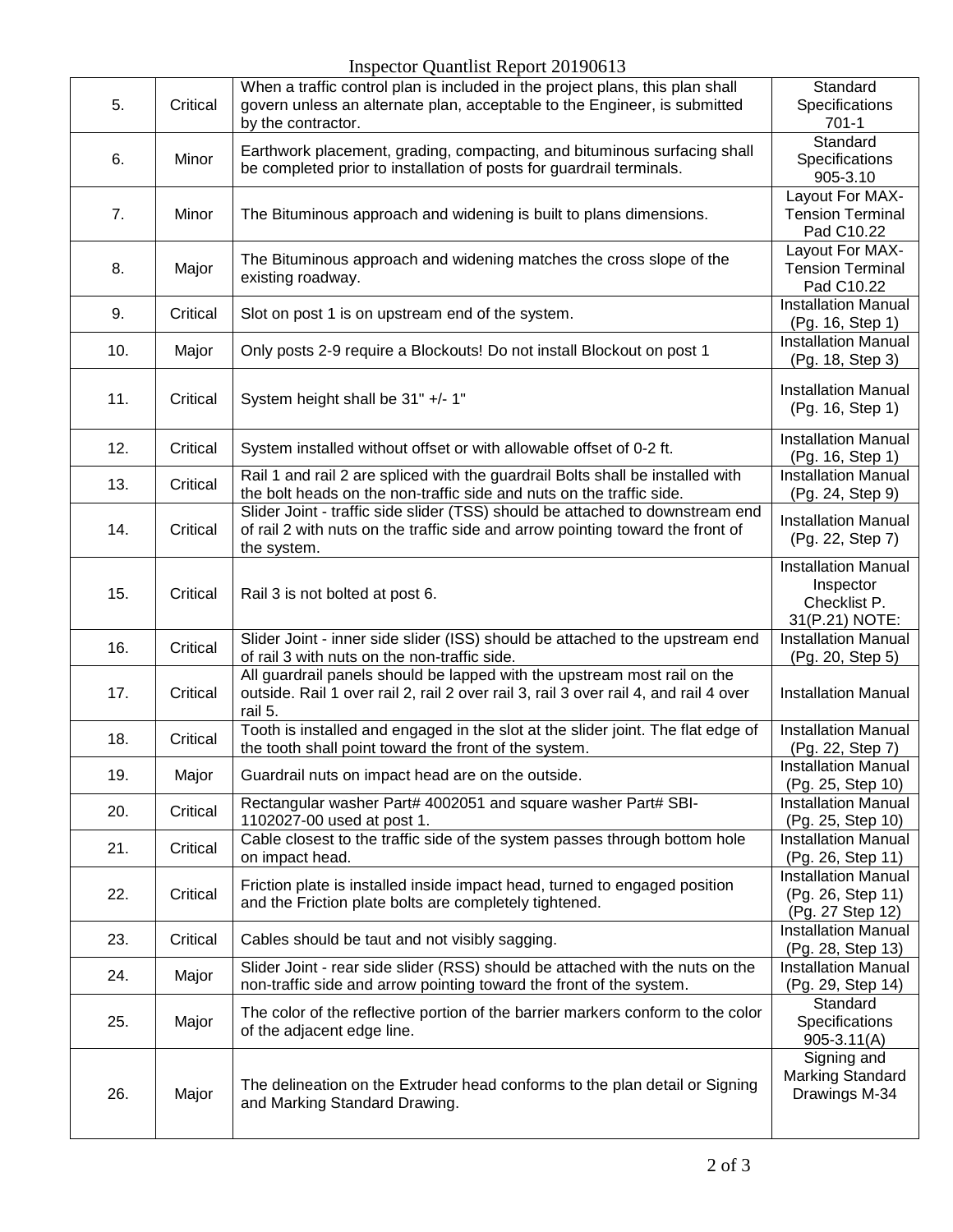| | | | |
|---|---|---|---|
| 5. | Critical | When a traffic control plan is included in the project plans, this plan shall govern unless an alternate plan, acceptable to the Engineer, is submitted by the contractor. | Standard Specifications 701-1 |
| 6. | Minor | Earthwork placement, grading, compacting, and bituminous surfacing shall be completed prior to installation of posts for guardrail terminals. | Standard Specifications 905-3.10 |
| 7. | Minor | The Bituminous approach and widening is built to plans dimensions. | Layout For MAX-Tension Terminal Pad C10.22 |
| 8. | Major | The Bituminous approach and widening matches the cross slope of the existing roadway. | Layout For MAX-Tension Terminal Pad C10.22 |
| 9. | Critical | Slot on post 1 is on upstream end of the system. | Installation Manual (Pg. 16, Step 1) |
| 10. | Major | Only posts 2-9 require a Blockouts! Do not install Blockout on post 1 | Installation Manual (Pg. 18, Step 3) |
| 11. | Critical | System height shall be 31" +/- 1" | Installation Manual (Pg. 16, Step 1) |
| 12. | Critical | System installed without offset or with allowable offset of 0-2 ft. | Installation Manual (Pg. 16, Step 1) |
| 13. | Critical | Rail 1 and rail 2 are spliced with the guardrail Bolts shall be installed with the bolt heads on the non-traffic side and nuts on the traffic side. | Installation Manual (Pg. 24, Step 9) |
| 14. | Critical | Slider Joint - traffic side slider (TSS) should be attached to downstream end of rail 2 with nuts on the traffic side and arrow pointing toward the front of the system. | Installation Manual (Pg. 22, Step 7) |
| 15. | Critical | Rail 3 is not bolted at post 6. | Installation Manual Inspector Checklist P. 31(P.21) NOTE: |
| 16. | Critical | Slider Joint - inner side slider (ISS) should be attached to the upstream end of rail 3 with nuts on the non-traffic side. | Installation Manual (Pg. 20, Step 5) |
| 17. | Critical | All guardrail panels should be lapped with the upstream most rail on the outside. Rail 1 over rail 2, rail 2 over rail 3, rail 3 over rail 4, and rail 4 over rail 5. | Installation Manual |
| 18. | Critical | Tooth is installed and engaged in the slot at the slider joint. The flat edge of the tooth shall point toward the front of the system. | Installation Manual (Pg. 22, Step 7) |
| 19. | Major | Guardrail nuts on impact head are on the outside. | Installation Manual (Pg. 25, Step 10) |
| 20. | Critical | Rectangular washer Part# 4002051 and square washer Part# SBI-1102027-00 used at post 1. | Installation Manual (Pg. 25, Step 10) |
| 21. | Critical | Cable closest to the traffic side of the system passes through bottom hole on impact head. | Installation Manual (Pg. 26, Step 11) |
| 22. | Critical | Friction plate is installed inside impact head, turned to engaged position and the Friction plate bolts are completely tightened. | Installation Manual (Pg. 26, Step 11) (Pg. 27 Step 12) |
| 23. | Critical | Cables should be taut and not visibly sagging. | Installation Manual (Pg. 28, Step 13) |
| 24. | Major | Slider Joint - rear side slider (RSS) should be attached with the nuts on the non-traffic side and arrow pointing toward the front of the system. | Installation Manual (Pg. 29, Step 14) |
| 25. | Major | The color of the reflective portion of the barrier markers conform to the color of the adjacent edge line. | Standard Specifications 905-3.11(A) |
| 26. | Major | The delineation on the Extruder head conforms to the plan detail or Signing and Marking Standard Drawing. | Signing and Marking Standard Drawings M-34 |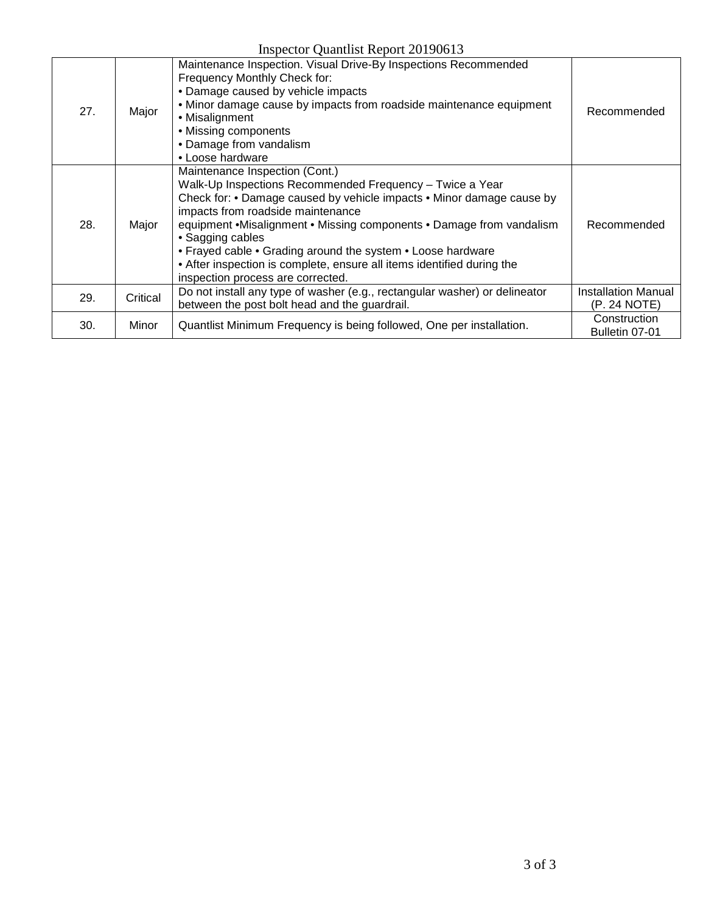| | | | |
|---|---|---|---|
| 27. | Major | Maintenance Inspection. Visual Drive-By Inspections Recommended Frequency Monthly Check for:<br>• Damage caused by vehicle impacts<br>• Minor damage cause by impacts from roadside maintenance equipment<br>• Misalignment<br>• Missing components<br>• Damage from vandalism<br>• Loose hardware | Recommended |
| 28. | Major | Maintenance Inspection (Cont.)<br>Walk-Up Inspections Recommended Frequency – Twice a Year<br>Check for: • Damage caused by vehicle impacts • Minor damage cause by impacts from roadside maintenance equipment •Misalignment • Missing components • Damage from vandalism • Sagging cables<br>• Frayed cable • Grading around the system • Loose hardware<br>• After inspection is complete, ensure all items identified during the inspection process are corrected. | Recommended |
| 29. | Critical | Do not install any type of washer (e.g., rectangular washer) or delineator between the post bolt head and the guardrail. | Installation Manual (P. 24 NOTE) |
| 30. | Minor | Quantlist Minimum Frequency is being followed, One per installation. | Construction Bulletin 07-01 |